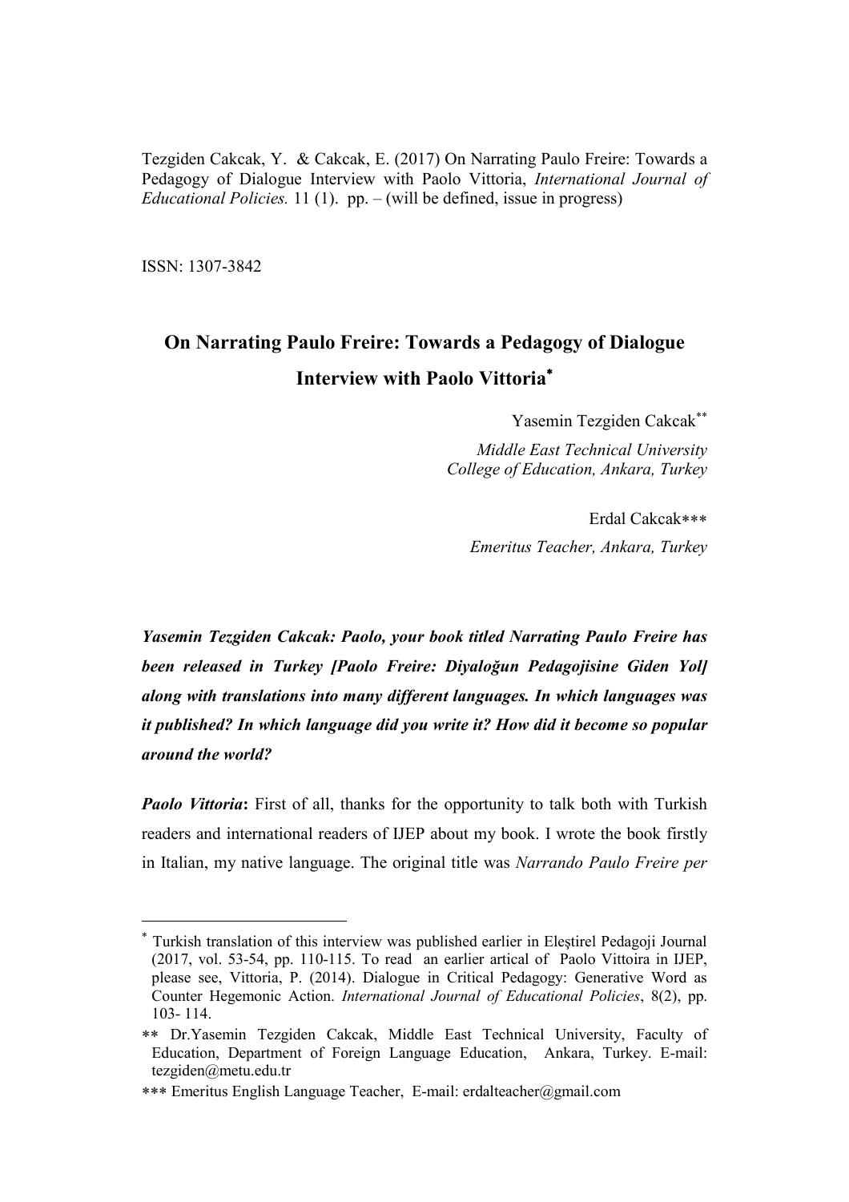Tezgiden Cakcak, Y. & Cakcak, E. (2017) On Narrating Paulo Freire: Towards a Pedagogy of Dialogue Interview with Paolo Vittoria, *International Journal of Educational Policies.* 11 (1). pp. – (will be defined, issue in progress)

ISSN: 1307-3842

# On Narrating Paulo Freire: Towards a Pedagogy of Dialogue Interview with Paolo Vittoria[*]

Yasemin Tezgiden Cakcak[**]

*Middle East Technical University*
*College of Education, Ankara, Turkey*

Erdal Cakcak[***]

*Emeritus Teacher, Ankara, Turkey*

***Yasemin Tezgiden Cakcak: Paolo, your book titled Narrating Paulo Freire has been released in Turkey [Paolo Freire: Diyaloğun Pedagojisine Giden Yol] along with translations into many different languages. In which languages was it published? In which language did you write it? How did it become so popular around the world?***

***Paolo Vittoria*:** First of all, thanks for the opportunity to talk both with Turkish readers and international readers of IJEP about my book. I wrote the book firstly in Italian, my native language. The original title was *Narrando Paulo Freire per*

---

[*] Turkish translation of this interview was published earlier in Eleştirel Pedagoji Journal (2017, vol. 53-54, pp. 110-115. To read an earlier artical of Paolo Vittoira in IJEP, please see, Vittoria, P. (2014). Dialogue in Critical Pedagogy: Generative Word as Counter Hegemonic Action. *International Journal of Educational Policies*, 8(2), pp. 103- 114.

[**] Dr.Yasemin Tezgiden Cakcak, Middle East Technical University, Faculty of Education, Department of Foreign Language Education, Ankara, Turkey. E-mail: tezgiden@metu.edu.tr

[***] Emeritus English Language Teacher, E-mail: erdalteacher@gmail.com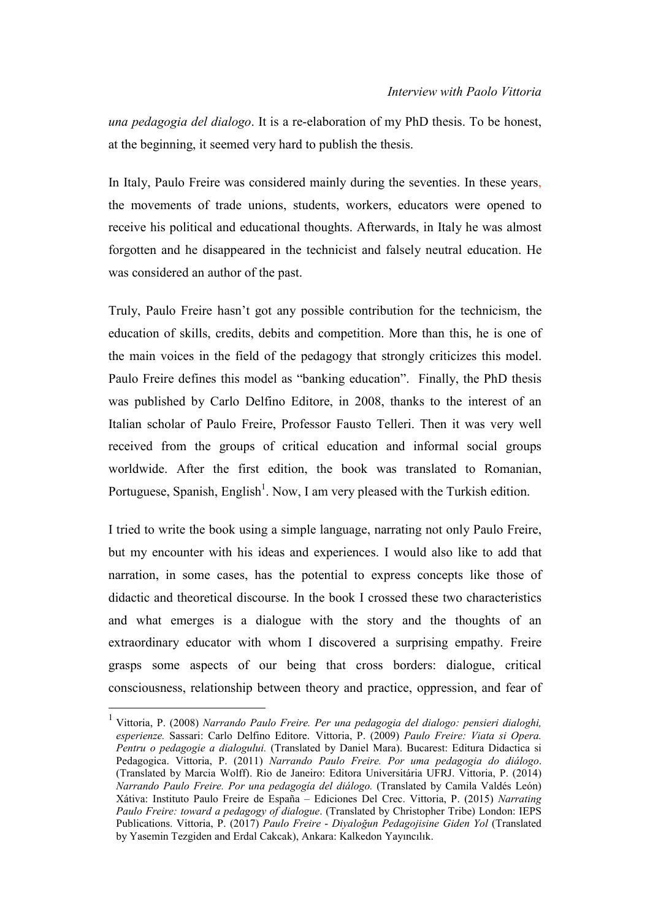*una pedagogia del dialogo*. It is a re-elaboration of my PhD thesis. To be honest, at the beginning, it seemed very hard to publish the thesis.

In Italy, Paulo Freire was considered mainly during the seventies. In these years, the movements of trade unions, students, workers, educators were opened to receive his political and educational thoughts. Afterwards, in Italy he was almost forgotten and he disappeared in the technicist and falsely neutral education. He was considered an author of the past.

Truly, Paulo Freire hasn't got any possible contribution for the technicism, the education of skills, credits, debits and competition. More than this, he is one of the main voices in the field of the pedagogy that strongly criticizes this model. Paulo Freire defines this model as "banking education". Finally, the PhD thesis was published by Carlo Delfino Editore, in 2008, thanks to the interest of an Italian scholar of Paulo Freire, Professor Fausto Telleri. Then it was very well received from the groups of critical education and informal social groups worldwide. After the first edition, the book was translated to Romanian, Portuguese, Spanish, English[1]. Now, I am very pleased with the Turkish edition.

I tried to write the book using a simple language, narrating not only Paulo Freire, but my encounter with his ideas and experiences. I would also like to add that narration, in some cases, has the potential to express concepts like those of didactic and theoretical discourse. In the book I crossed these two characteristics and what emerges is a dialogue with the story and the thoughts of an extraordinary educator with whom I discovered a surprising empathy. Freire grasps some aspects of our being that cross borders: dialogue, critical consciousness, relationship between theory and practice, oppression, and fear of

---

[1] Vittoria, P. (2008) *Narrando Paulo Freire. Per una pedagogia del dialogo: pensieri dialoghi, esperienze.* Sassari: Carlo Delfino Editore. Vittoria, P. (2009) *Paulo Freire: Viata si Opera. Pentru o pedagogie a dialogului.* (Translated by Daniel Mara). Bucarest: Editura Didactica si Pedagogica. Vittoria, P. (2011) *Narrando Paulo Freire. Por uma pedagogia do diálogo*. (Translated by Marcia Wolff). Rio de Janeiro: Editora Universitária UFRJ. Vittoria, P. (2014) *Narrando Paulo Freire. Por una pedagogía del diálogo.* (Translated by Camila Valdés León) Xátiva: Instituto Paulo Freire de España – Ediciones Del Crec. Vittoria, P. (2015) *Narrating Paulo Freire: toward a pedagogy of dialogue*. (Translated by Christopher Tribe) London: IEPS Publications. Vittoria, P. (2017) *Paulo Freire - Diyaloğun Pedagojisine Giden Yol* (Translated by Yasemin Tezgiden and Erdal Cakcak), Ankara: Kalkedon Yayıncılık.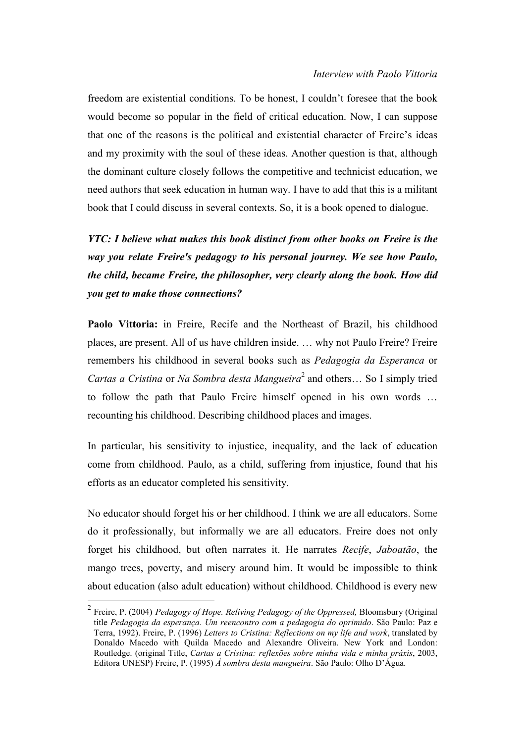freedom are existential conditions. To be honest, I couldn't foresee that the book would become so popular in the field of critical education. Now, I can suppose that one of the reasons is the political and existential character of Freire's ideas and my proximity with the soul of these ideas. Another question is that, although the dominant culture closely follows the competitive and technicist education, we need authors that seek education in human way. I have to add that this is a militant book that I could discuss in several contexts. So, it is a book opened to dialogue.

***YTC: I believe what makes this book distinct from other books on Freire is the way you relate Freire's pedagogy to his personal journey. We see how Paulo, the child, became Freire, the philosopher, very clearly along the book. How did you get to make those connections?***

**Paolo Vittoria:** in Freire, Recife and the Northeast of Brazil, his childhood places, are present. All of us have children inside. … why not Paulo Freire? Freire remembers his childhood in several books such as *Pedagogia da Esperanca* or *Cartas a Cristina* or *Na Sombra desta Mangueira*[2] and others… So I simply tried to follow the path that Paulo Freire himself opened in his own words … recounting his childhood. Describing childhood places and images.

In particular, his sensitivity to injustice, inequality, and the lack of education come from childhood. Paulo, as a child, suffering from injustice, found that his efforts as an educator completed his sensitivity.

No educator should forget his or her childhood. I think we are all educators. Some do it professionally, but informally we are all educators. Freire does not only forget his childhood, but often narrates it. He narrates *Recife*, *Jaboatão*, the mango trees, poverty, and misery around him. It would be impossible to think about education (also adult education) without childhood. Childhood is every new

---

[2] Freire, P. (2004) *Pedagogy of Hope. Reliving Pedagogy of the Oppressed,* Bloomsbury (Original title *Pedagogia da esperança. Um reencontro com a pedagogia do oprimido*. São Paulo: Paz e Terra, 1992). Freire, P. (1996) *Letters to Cristina: Reflections on my life and work*, translated by Donaldo Macedo with Quilda Macedo and Alexandre Oliveira. New York and London: Routledge. (original Title, *Cartas a Cristina: reflexões sobre minha vida e minha práxis*, 2003, Editora UNESP) Freire, P. (1995) *À sombra desta mangueira*. São Paulo: Olho D'Água.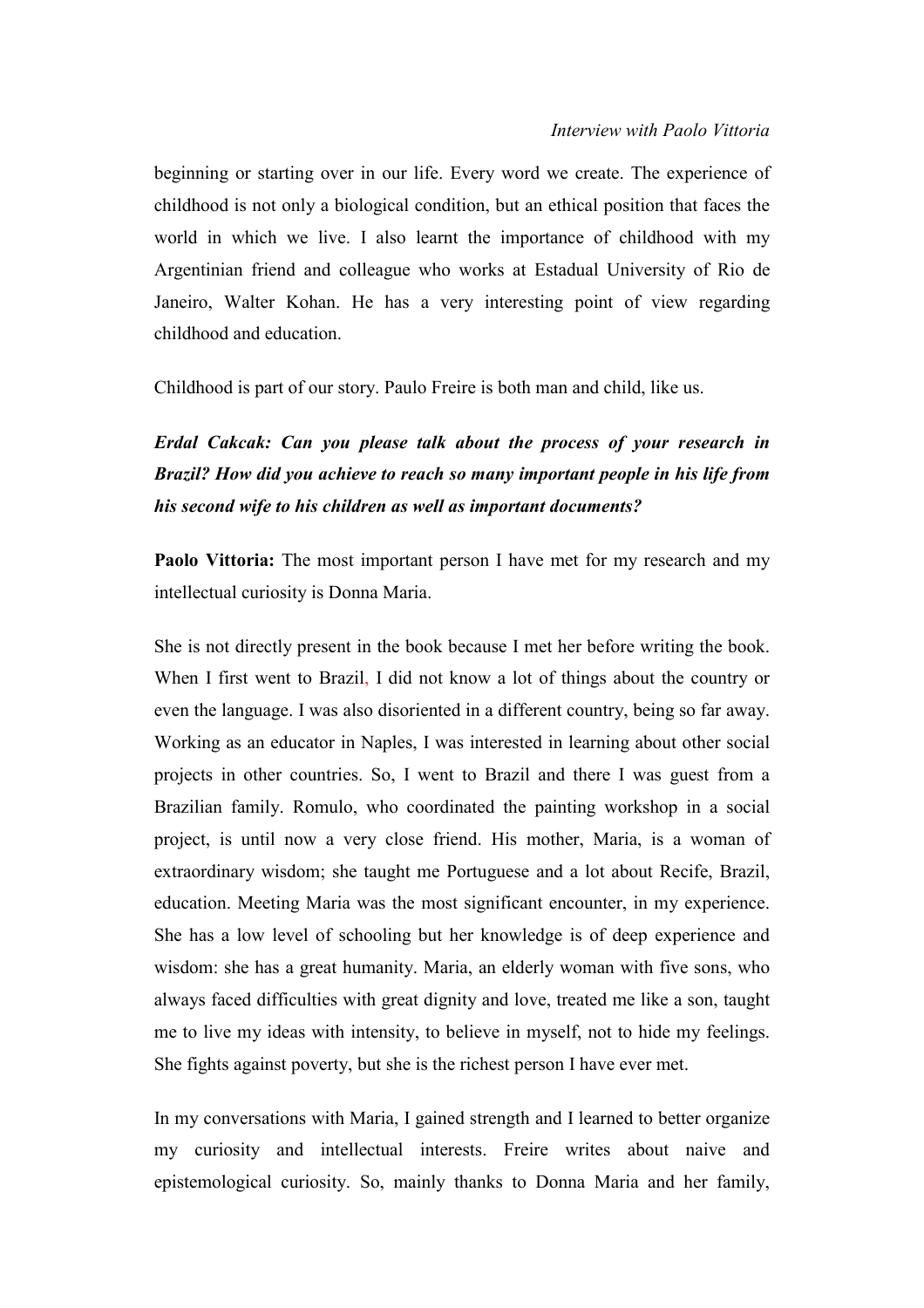beginning or starting over in our life. Every word we create. The experience of childhood is not only a biological condition, but an ethical position that faces the world in which we live. I also learnt the importance of childhood with my Argentinian friend and colleague who works at Estadual University of Rio de Janeiro, Walter Kohan. He has a very interesting point of view regarding childhood and education.

Childhood is part of our story. Paulo Freire is both man and child, like us.

***Erdal Cakcak: Can you please talk about the process of your research in Brazil? How did you achieve to reach so many important people in his life from his second wife to his children as well as important documents?***

**Paolo Vittoria:** The most important person I have met for my research and my intellectual curiosity is Donna Maria.

She is not directly present in the book because I met her before writing the book. When I first went to Brazil, I did not know a lot of things about the country or even the language. I was also disoriented in a different country, being so far away. Working as an educator in Naples, I was interested in learning about other social projects in other countries. So, I went to Brazil and there I was guest from a Brazilian family. Romulo, who coordinated the painting workshop in a social project, is until now a very close friend. His mother, Maria, is a woman of extraordinary wisdom; she taught me Portuguese and a lot about Recife, Brazil, education. Meeting Maria was the most significant encounter, in my experience. She has a low level of schooling but her knowledge is of deep experience and wisdom: she has a great humanity. Maria, an elderly woman with five sons, who always faced difficulties with great dignity and love, treated me like a son, taught me to live my ideas with intensity, to believe in myself, not to hide my feelings. She fights against poverty, but she is the richest person I have ever met.

In my conversations with Maria, I gained strength and I learned to better organize my curiosity and intellectual interests. Freire writes about naive and epistemological curiosity. So, mainly thanks to Donna Maria and her family,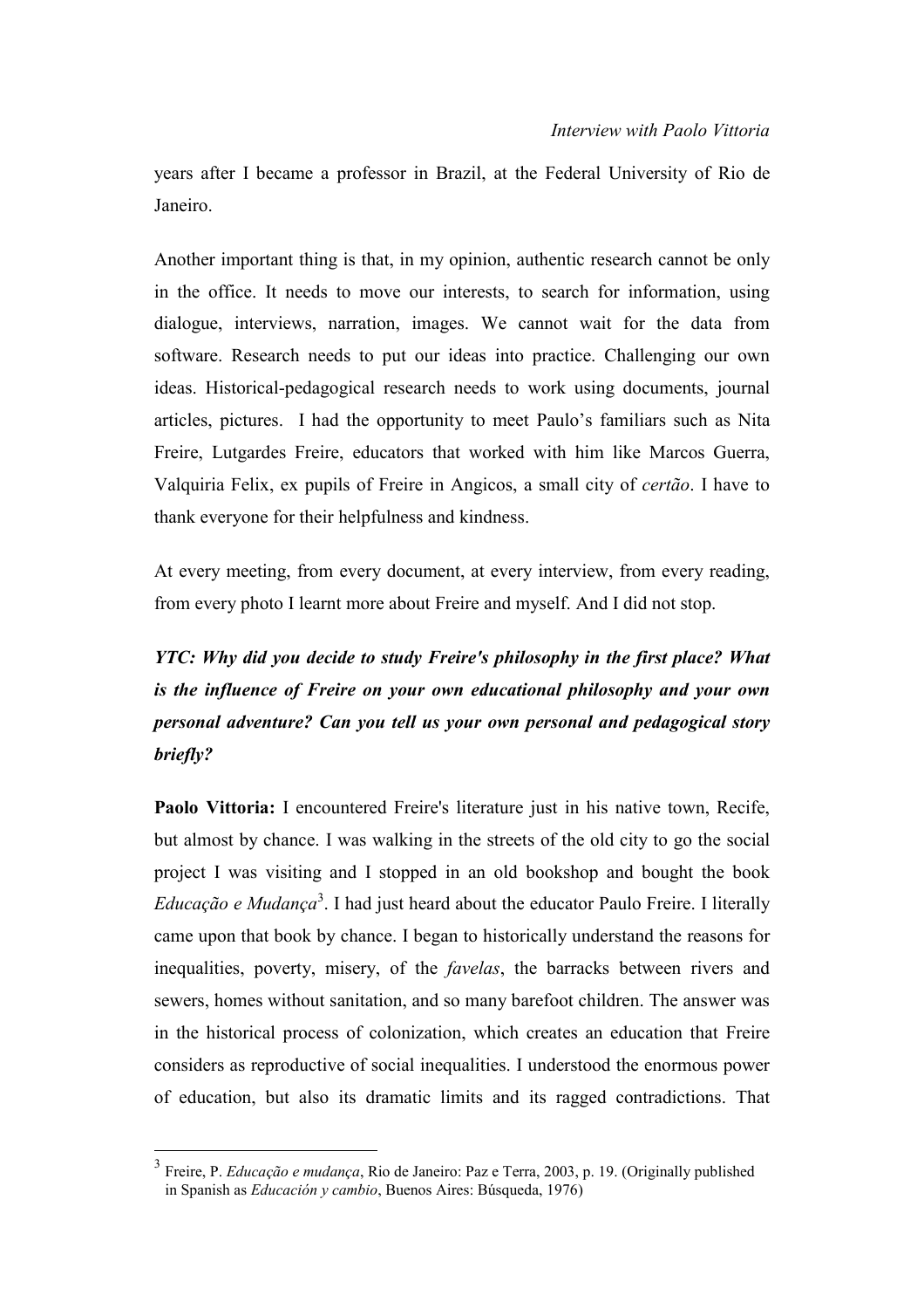years after I became a professor in Brazil, at the Federal University of Rio de Janeiro.

Another important thing is that, in my opinion, authentic research cannot be only in the office. It needs to move our interests, to search for information, using dialogue, interviews, narration, images. We cannot wait for the data from software. Research needs to put our ideas into practice. Challenging our own ideas. Historical-pedagogical research needs to work using documents, journal articles, pictures. I had the opportunity to meet Paulo's familiars such as Nita Freire, Lutgardes Freire, educators that worked with him like Marcos Guerra, Valquiria Felix, ex pupils of Freire in Angicos, a small city of *certão*. I have to thank everyone for their helpfulness and kindness.

At every meeting, from every document, at every interview, from every reading, from every photo I learnt more about Freire and myself. And I did not stop.

***YTC: Why did you decide to study Freire's philosophy in the first place? What is the influence of Freire on your own educational philosophy and your own personal adventure? Can you tell us your own personal and pedagogical story briefly?***

**Paolo Vittoria:** I encountered Freire's literature just in his native town, Recife, but almost by chance. I was walking in the streets of the old city to go the social project I was visiting and I stopped in an old bookshop and bought the book *Educação e Mudança*[3]. I had just heard about the educator Paulo Freire. I literally came upon that book by chance. I began to historically understand the reasons for inequalities, poverty, misery, of the *favelas*, the barracks between rivers and sewers, homes without sanitation, and so many barefoot children. The answer was in the historical process of colonization, which creates an education that Freire considers as reproductive of social inequalities. I understood the enormous power of education, but also its dramatic limits and its ragged contradictions. That

[3] Freire, P. *Educação e mudança*, Rio de Janeiro: Paz e Terra, 2003, p. 19. (Originally published in Spanish as *Educación y cambio*, Buenos Aires: Búsqueda, 1976)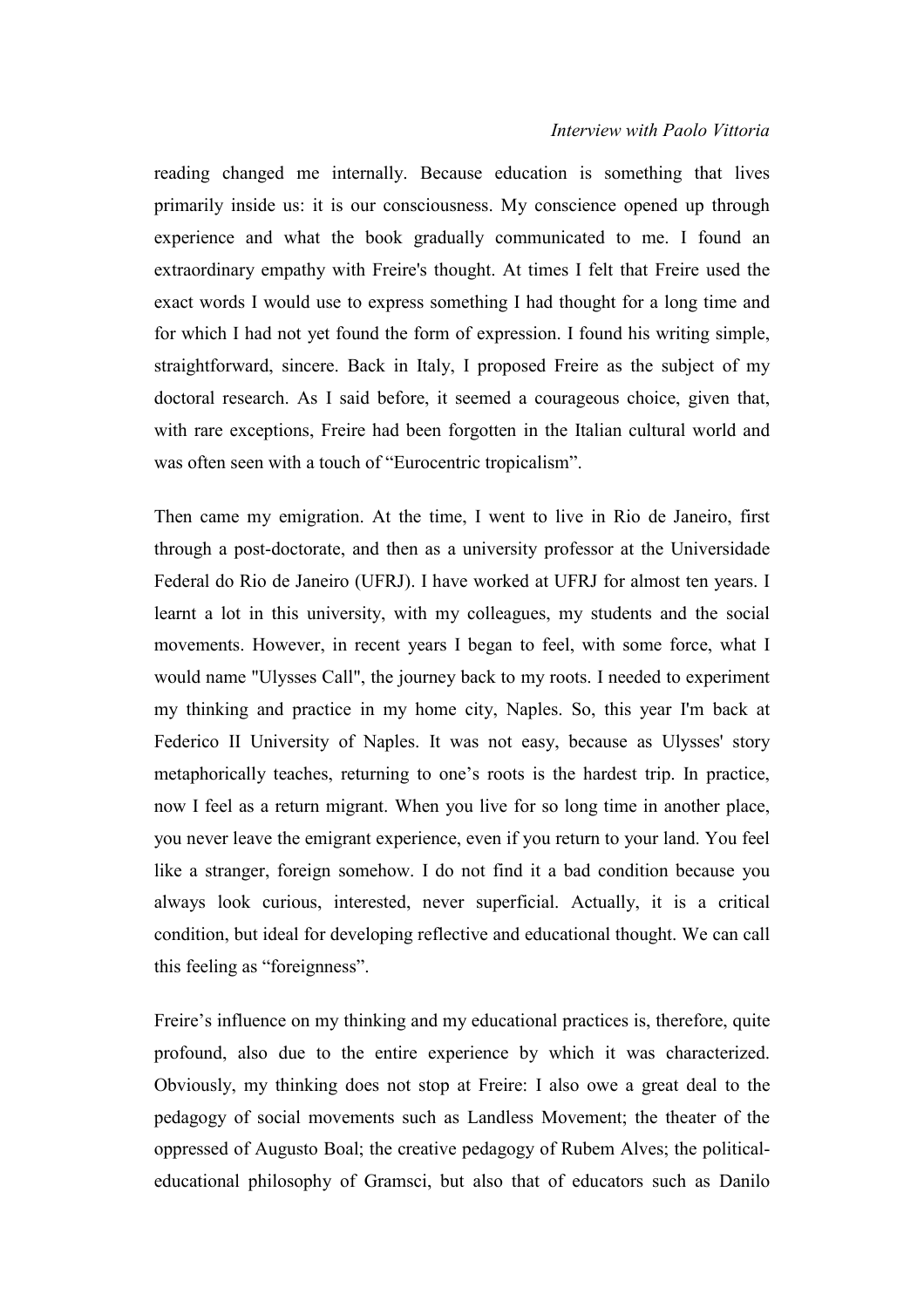reading changed me internally. Because education is something that lives primarily inside us: it is our consciousness. My conscience opened up through experience and what the book gradually communicated to me. I found an extraordinary empathy with Freire's thought. At times I felt that Freire used the exact words I would use to express something I had thought for a long time and for which I had not yet found the form of expression. I found his writing simple, straightforward, sincere. Back in Italy, I proposed Freire as the subject of my doctoral research. As I said before, it seemed a courageous choice, given that, with rare exceptions, Freire had been forgotten in the Italian cultural world and was often seen with a touch of "Eurocentric tropicalism".

Then came my emigration. At the time, I went to live in Rio de Janeiro, first through a post-doctorate, and then as a university professor at the Universidade Federal do Rio de Janeiro (UFRJ). I have worked at UFRJ for almost ten years. I learnt a lot in this university, with my colleagues, my students and the social movements. However, in recent years I began to feel, with some force, what I would name "Ulysses Call", the journey back to my roots. I needed to experiment my thinking and practice in my home city, Naples. So, this year I'm back at Federico II University of Naples. It was not easy, because as Ulysses' story metaphorically teaches, returning to one's roots is the hardest trip. In practice, now I feel as a return migrant. When you live for so long time in another place, you never leave the emigrant experience, even if you return to your land. You feel like a stranger, foreign somehow. I do not find it a bad condition because you always look curious, interested, never superficial. Actually, it is a critical condition, but ideal for developing reflective and educational thought. We can call this feeling as "foreignness".

Freire's influence on my thinking and my educational practices is, therefore, quite profound, also due to the entire experience by which it was characterized. Obviously, my thinking does not stop at Freire: I also owe a great deal to the pedagogy of social movements such as Landless Movement; the theater of the oppressed of Augusto Boal; the creative pedagogy of Rubem Alves; the political-educational philosophy of Gramsci, but also that of educators such as Danilo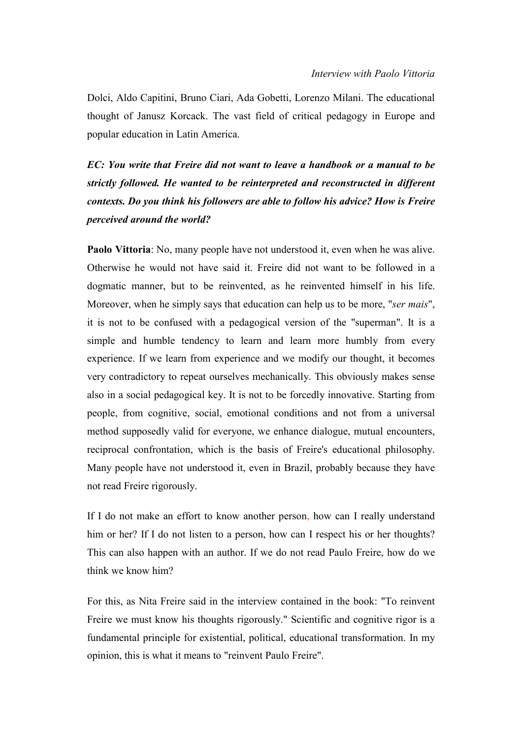Dolci, Aldo Capitini, Bruno Ciari, Ada Gobetti, Lorenzo Milani. The educational thought of Janusz Korcack. The vast field of critical pedagogy in Europe and popular education in Latin America.

***EC: You write that Freire did not want to leave a handbook or a manual to be strictly followed. He wanted to be reinterpreted and reconstructed in different contexts. Do you think his followers are able to follow his advice? How is Freire perceived around the world?***

**Paolo Vittoria**: No, many people have not understood it, even when he was alive. Otherwise he would not have said it. Freire did not want to be followed in a dogmatic manner, but to be reinvented, as he reinvented himself in his life. Moreover, when he simply says that education can help us to be more, "*ser mais*", it is not to be confused with a pedagogical version of the "superman". It is a simple and humble tendency to learn and learn more humbly from every experience. If we learn from experience and we modify our thought, it becomes very contradictory to repeat ourselves mechanically. This obviously makes sense also in a social pedagogical key. It is not to be forcedly innovative. Starting from people, from cognitive, social, emotional conditions and not from a universal method supposedly valid for everyone, we enhance dialogue, mutual encounters, reciprocal confrontation, which is the basis of Freire's educational philosophy. Many people have not understood it, even in Brazil, probably because they have not read Freire rigorously.

If I do not make an effort to know another person, how can I really understand him or her? If I do not listen to a person, how can I respect his or her thoughts? This can also happen with an author. If we do not read Paulo Freire, how do we think we know him?

For this, as Nita Freire said in the interview contained in the book: "To reinvent Freire we must know his thoughts rigorously." Scientific and cognitive rigor is a fundamental principle for existential, political, educational transformation. In my opinion, this is what it means to "reinvent Paulo Freire".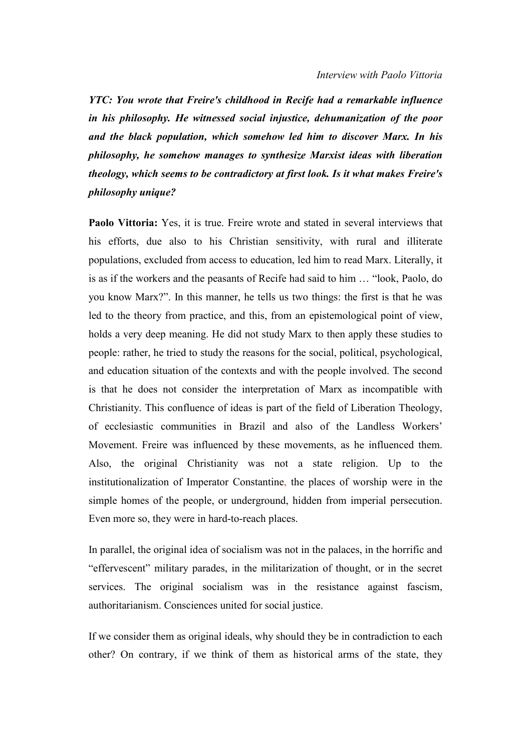***YTC: You wrote that Freire's childhood in Recife had a remarkable influence in his philosophy. He witnessed social injustice, dehumanization of the poor and the black population, which somehow led him to discover Marx. In his philosophy, he somehow manages to synthesize Marxist ideas with liberation theology, which seems to be contradictory at first look. Is it what makes Freire's philosophy unique?***

**Paolo Vittoria:** Yes, it is true. Freire wrote and stated in several interviews that his efforts, due also to his Christian sensitivity, with rural and illiterate populations, excluded from access to education, led him to read Marx. Literally, it is as if the workers and the peasants of Recife had said to him … "look, Paolo, do you know Marx?". In this manner, he tells us two things: the first is that he was led to the theory from practice, and this, from an epistemological point of view, holds a very deep meaning. He did not study Marx to then apply these studies to people: rather, he tried to study the reasons for the social, political, psychological, and education situation of the contexts and with the people involved. The second is that he does not consider the interpretation of Marx as incompatible with Christianity. This confluence of ideas is part of the field of Liberation Theology, of ecclesiastic communities in Brazil and also of the Landless Workers' Movement. Freire was influenced by these movements, as he influenced them. Also, the original Christianity was not a state religion. Up to the institutionalization of Imperator Constantine, the places of worship were in the simple homes of the people, or underground, hidden from imperial persecution. Even more so, they were in hard-to-reach places.

In parallel, the original idea of socialism was not in the palaces, in the horrific and "effervescent" military parades, in the militarization of thought, or in the secret services. The original socialism was in the resistance against fascism, authoritarianism. Consciences united for social justice.

If we consider them as original ideals, why should they be in contradiction to each other? On contrary, if we think of them as historical arms of the state, they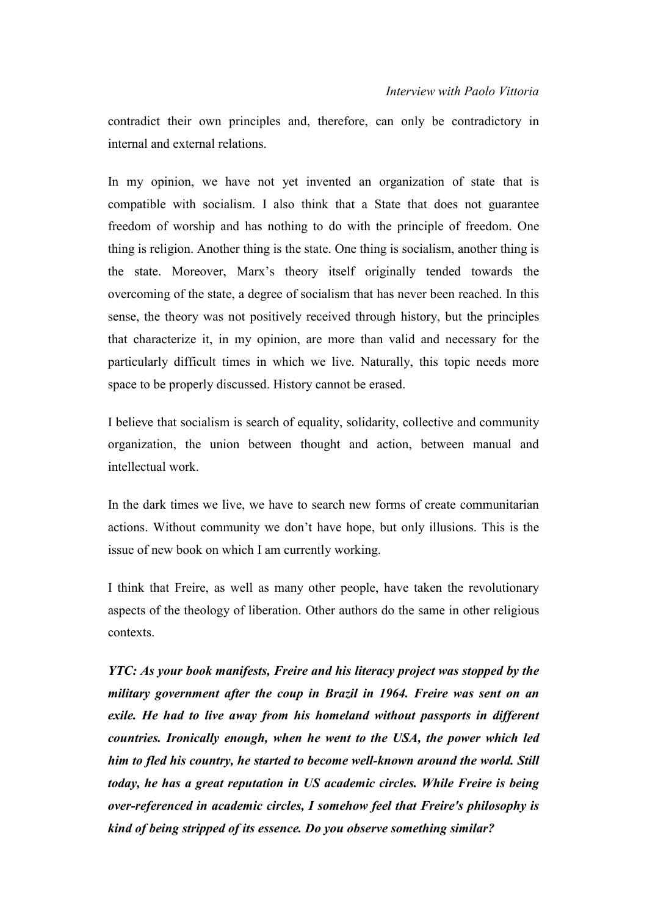contradict their own principles and, therefore, can only be contradictory in internal and external relations.

In my opinion, we have not yet invented an organization of state that is compatible with socialism. I also think that a State that does not guarantee freedom of worship and has nothing to do with the principle of freedom. One thing is religion. Another thing is the state. One thing is socialism, another thing is the state. Moreover, Marx's theory itself originally tended towards the overcoming of the state, a degree of socialism that has never been reached. In this sense, the theory was not positively received through history, but the principles that characterize it, in my opinion, are more than valid and necessary for the particularly difficult times in which we live. Naturally, this topic needs more space to be properly discussed. History cannot be erased.

I believe that socialism is search of equality, solidarity, collective and community organization, the union between thought and action, between manual and intellectual work.

In the dark times we live, we have to search new forms of create communitarian actions. Without community we don't have hope, but only illusions. This is the issue of new book on which I am currently working.

I think that Freire, as well as many other people, have taken the revolutionary aspects of the theology of liberation. Other authors do the same in other religious contexts.

***YTC: As your book manifests, Freire and his literacy project was stopped by the military government after the coup in Brazil in 1964. Freire was sent on an exile. He had to live away from his homeland without passports in different countries. Ironically enough, when he went to the USA, the power which led him to fled his country, he started to become well-known around the world. Still today, he has a great reputation in US academic circles. While Freire is being over-referenced in academic circles, I somehow feel that Freire's philosophy is kind of being stripped of its essence. Do you observe something similar?***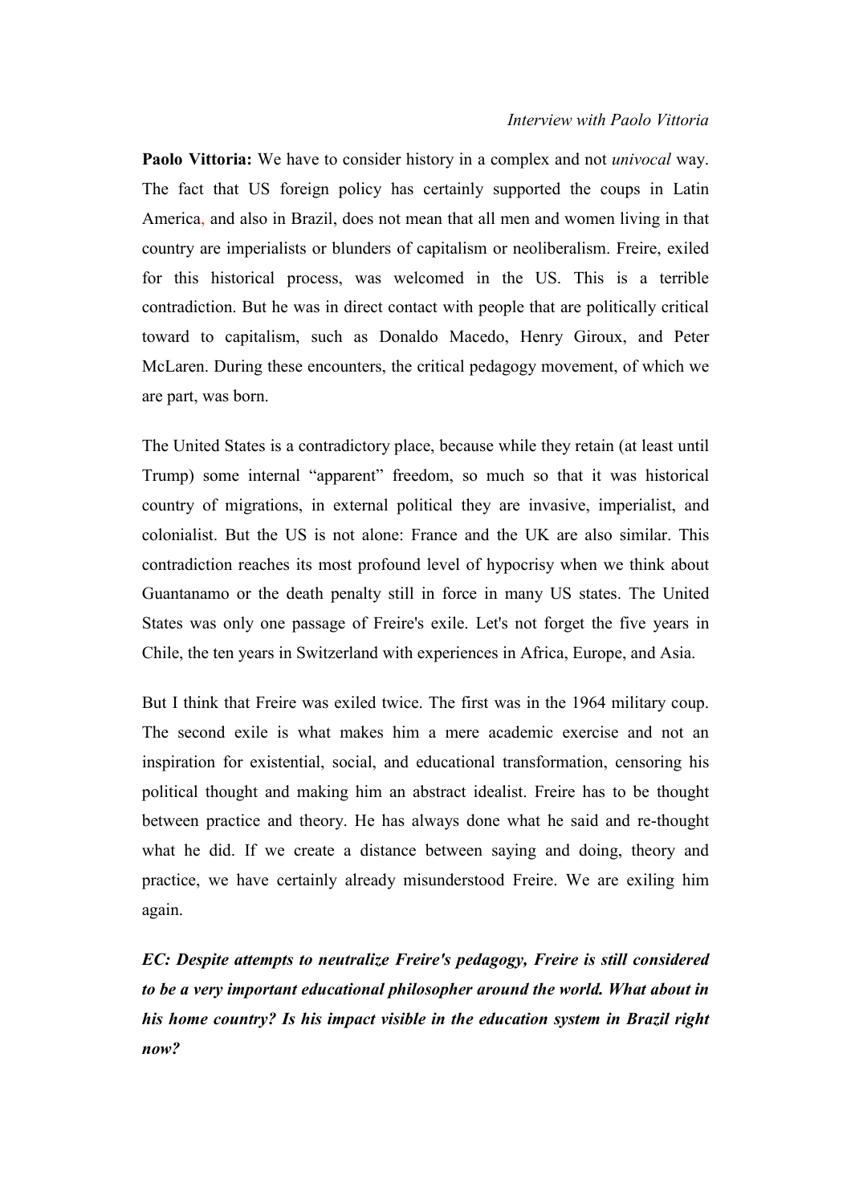**Paolo Vittoria:** We have to consider history in a complex and not *univocal* way. The fact that US foreign policy has certainly supported the coups in Latin America, and also in Brazil, does not mean that all men and women living in that country are imperialists or blunders of capitalism or neoliberalism. Freire, exiled for this historical process, was welcomed in the US. This is a terrible contradiction. But he was in direct contact with people that are politically critical toward to capitalism, such as Donaldo Macedo, Henry Giroux, and Peter McLaren. During these encounters, the critical pedagogy movement, of which we are part, was born.

The United States is a contradictory place, because while they retain (at least until Trump) some internal "apparent" freedom, so much so that it was historical country of migrations, in external political they are invasive, imperialist, and colonialist. But the US is not alone: France and the UK are also similar. This contradiction reaches its most profound level of hypocrisy when we think about Guantanamo or the death penalty still in force in many US states. The United States was only one passage of Freire's exile. Let's not forget the five years in Chile, the ten years in Switzerland with experiences in Africa, Europe, and Asia.

But I think that Freire was exiled twice. The first was in the 1964 military coup. The second exile is what makes him a mere academic exercise and not an inspiration for existential, social, and educational transformation, censoring his political thought and making him an abstract idealist. Freire has to be thought between practice and theory. He has always done what he said and re-thought what he did. If we create a distance between saying and doing, theory and practice, we have certainly already misunderstood Freire. We are exiling him again.

***EC: Despite attempts to neutralize Freire's pedagogy, Freire is still considered to be a very important educational philosopher around the world. What about in his home country? Is his impact visible in the education system in Brazil right now?***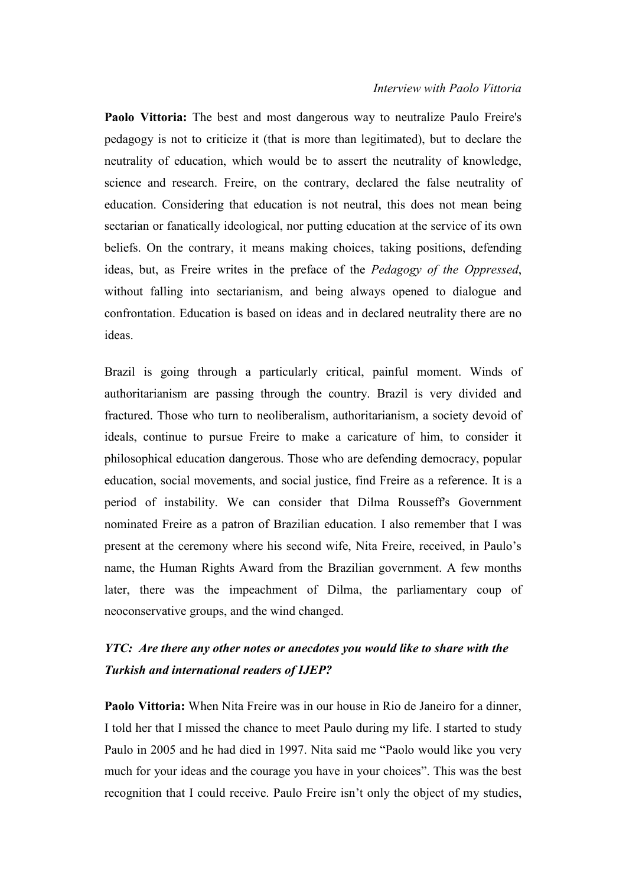**Paolo Vittoria:** The best and most dangerous way to neutralize Paulo Freire's pedagogy is not to criticize it (that is more than legitimated), but to declare the neutrality of education, which would be to assert the neutrality of knowledge, science and research. Freire, on the contrary, declared the false neutrality of education. Considering that education is not neutral, this does not mean being sectarian or fanatically ideological, nor putting education at the service of its own beliefs. On the contrary, it means making choices, taking positions, defending ideas, but, as Freire writes in the preface of the *Pedagogy of the Oppressed*, without falling into sectarianism, and being always opened to dialogue and confrontation. Education is based on ideas and in declared neutrality there are no ideas.

Brazil is going through a particularly critical, painful moment. Winds of authoritarianism are passing through the country. Brazil is very divided and fractured. Those who turn to neoliberalism, authoritarianism, a society devoid of ideals, continue to pursue Freire to make a caricature of him, to consider it philosophical education dangerous. Those who are defending democracy, popular education, social movements, and social justice, find Freire as a reference. It is a period of instability. We can consider that Dilma Rousseff's Government nominated Freire as a patron of Brazilian education. I also remember that I was present at the ceremony where his second wife, Nita Freire, received, in Paulo's name, the Human Rights Award from the Brazilian government. A few months later, there was the impeachment of Dilma, the parliamentary coup of neoconservative groups, and the wind changed.

***YTC: Are there any other notes or anecdotes you would like to share with the Turkish and international readers of IJEP?***

**Paolo Vittoria:** When Nita Freire was in our house in Rio de Janeiro for a dinner, I told her that I missed the chance to meet Paulo during my life. I started to study Paulo in 2005 and he had died in 1997. Nita said me "Paolo would like you very much for your ideas and the courage you have in your choices". This was the best recognition that I could receive. Paulo Freire isn't only the object of my studies,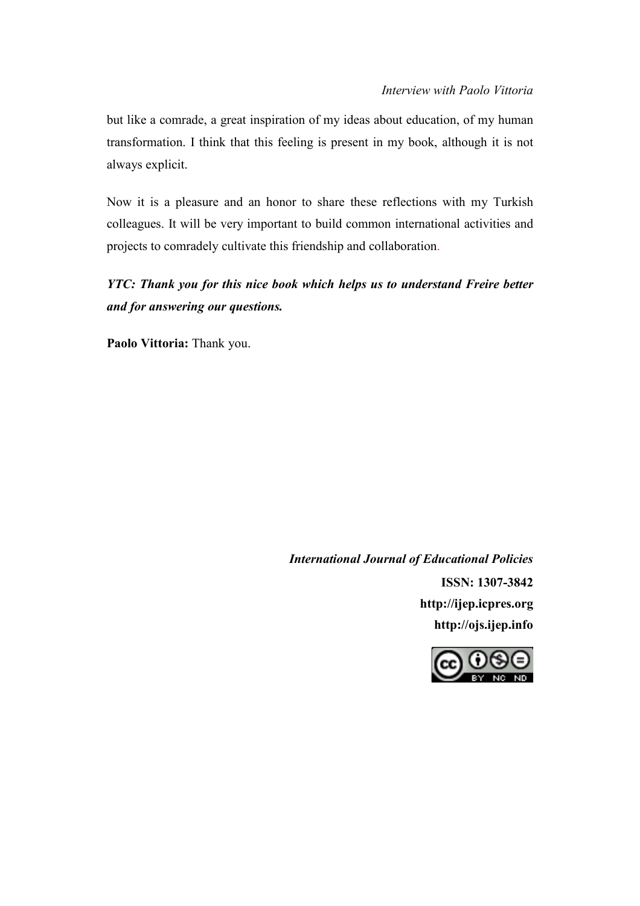but like a comrade, a great inspiration of my ideas about education, of my human transformation. I think that this feeling is present in my book, although it is not always explicit.

Now it is a pleasure and an honor to share these reflections with my Turkish colleagues. It will be very important to build common international activities and projects to comradely cultivate this friendship and collaboration.

***YTC: Thank you for this nice book which helps us to understand Freire better and for answering our questions.***

**Paolo Vittoria:** Thank you.

***International Journal of Educational Policies***

**ISSN: 1307-3842**

**http://ijep.icpres.org**

**http://ojs.ijep.info**